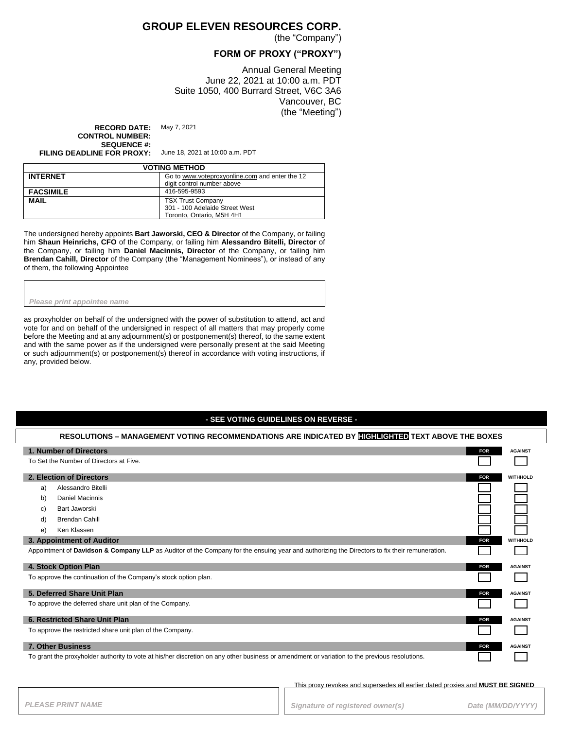# GROUP ELEVEN RESOURCES CORP.

(the "Company")

## FORM OF PROXY ("PROXY")

Annual General Meeting
June 22, 2021 at 10:00 a.m. PDT
Suite 1050, 400 Burrard Street, V6C 3A6
Vancouver, BC
(the "Meeting")

**RECORD DATE:** May 7, 2021
**CONTROL NUMBER:**
**SEQUENCE #:**
**FILING DEADLINE FOR PROXY:** June 18, 2021 at 10:00 a.m. PDT

| VOTING METHOD | |
|---|---|
| **INTERNET** | Go to www.voteproxyonline.com and enter the 12 digit control number above |
| **FACSIMILE** | 416-595-9593 |
| **MAIL** | TSX Trust Company<br>301 - 100 Adelaide Street West<br>Toronto, Ontario, M5H 4H1 |

The undersigned hereby appoints **Bart Jaworski, CEO & Director** of the Company, or failing him **Shaun Heinrichs, CFO** of the Company, or failing him **Alessandro Bitelli, Director** of the Company, or failing him **Daniel Macinnis, Director** of the Company, or failing him **Brendan Cahill, Director** of the Company (the "Management Nominees"), or instead of any of them, the following Appointee

*Please print appointee name*

as proxyholder on behalf of the undersigned with the power of substitution to attend, act and vote for and on behalf of the undersigned in respect of all matters that may properly come before the Meeting and at any adjournment(s) or postponement(s) thereof, to the same extent and with the same power as if the undersigned were personally present at the said Meeting or such adjournment(s) or postponement(s) thereof in accordance with voting instructions, if any, provided below.

**- SEE VOTING GUIDELINES ON REVERSE -**

**RESOLUTIONS – MANAGEMENT VOTING RECOMMENDATIONS ARE INDICATED BY HIGHLIGHTED TEXT ABOVE THE BOXES**

| **1. Number of Directors** | **FOR** | **AGAINST** |
|---|---|---|
| To Set the Number of Directors at Five. | ☐ | ☐ |
| **2. Election of Directors** | **FOR** | **WITHHOLD** |
| a) Alessandro Bitelli | ☐ | ☐ |
| b) Daniel Macinnis | ☐ | ☐ |
| c) Bart Jaworski | ☐ | ☐ |
| d) Brendan Cahill | ☐ | ☐ |
| e) Ken Klassen | ☐ | ☐ |
| **3. Appointment of Auditor** | **FOR** | **WITHHOLD** |
| Appointment of **Davidson & Company LLP** as Auditor of the Company for the ensuing year and authorizing the Directors to fix their remuneration. | ☐ | ☐ |
| **4. Stock Option Plan** | **FOR** | **AGAINST** |
| To approve the continuation of the Company's stock option plan. | ☐ | ☐ |
| **5. Deferred Share Unit Plan** | **FOR** | **AGAINST** |
| To approve the deferred share unit plan of the Company. | ☐ | ☐ |
| **6. Restricted Share Unit Plan** | **FOR** | **AGAINST** |
| To approve the restricted share unit plan of the Company. | ☐ | ☐ |
| **7. Other Business** | **FOR** | **AGAINST** |
| To grant the proxyholder authority to vote at his/her discretion on any other business or amendment or variation to the previous resolutions. | ☐ | ☐ |

This proxy revokes and supersedes all earlier dated proxies and **MUST BE SIGNED**

*PLEASE PRINT NAME*

*Signature of registered owner(s)* *Date (MM/DD/YYYY)*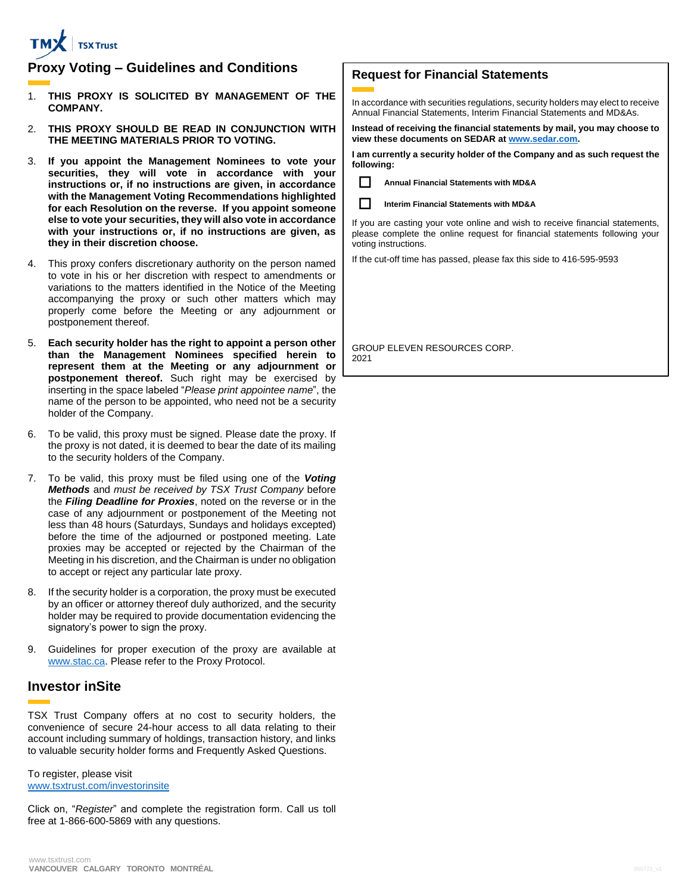TMX | TSX Trust

# Proxy Voting – Guidelines and Conditions

1. **THIS PROXY IS SOLICITED BY MANAGEMENT OF THE COMPANY.**
2. **THIS PROXY SHOULD BE READ IN CONJUNCTION WITH THE MEETING MATERIALS PRIOR TO VOTING.**
3. **If you appoint the Management Nominees to vote your securities, they will vote in accordance with your instructions or, if no instructions are given, in accordance with the Management Voting Recommendations highlighted for each Resolution on the reverse. If you appoint someone else to vote your securities, they will also vote in accordance with your instructions or, if no instructions are given, as they in their discretion choose.**
4. This proxy confers discretionary authority on the person named to vote in his or her discretion with respect to amendments or variations to the matters identified in the Notice of the Meeting accompanying the proxy or such other matters which may properly come before the Meeting or any adjournment or postponement thereof.
5. **Each security holder has the right to appoint a person other than the Management Nominees specified herein to represent them at the Meeting or any adjournment or postponement thereof.** Such right may be exercised by inserting in the space labeled "*Please print appointee name*", the name of the person to be appointed, who need not be a security holder of the Company.
6. To be valid, this proxy must be signed. Please date the proxy. If the proxy is not dated, it is deemed to bear the date of its mailing to the security holders of the Company.
7. To be valid, this proxy must be filed using one of the ***Voting Methods*** and *must be received by TSX Trust Company* before the ***Filing Deadline for Proxies***, noted on the reverse or in the case of any adjournment or postponement of the Meeting not less than 48 hours (Saturdays, Sundays and holidays excepted) before the time of the adjourned or postponed meeting. Late proxies may be accepted or rejected by the Chairman of the Meeting in his discretion, and the Chairman is under no obligation to accept or reject any particular late proxy.
8. If the security holder is a corporation, the proxy must be executed by an officer or attorney thereof duly authorized, and the security holder may be required to provide documentation evidencing the signatory's power to sign the proxy.
9. Guidelines for proper execution of the proxy are available at www.stac.ca. Please refer to the Proxy Protocol.

## Investor inSite

TSX Trust Company offers at no cost to security holders, the convenience of secure 24-hour access to all data relating to their account including summary of holdings, transaction history, and links to valuable security holder forms and Frequently Asked Questions.

To register, please visit
www.tsxtrust.com/investorinsite

Click on, "*Register*" and complete the registration form. Call us toll free at 1-866-600-5869 with any questions.

## Request for Financial Statements

In accordance with securities regulations, security holders may elect to receive Annual Financial Statements, Interim Financial Statements and MD&As.

**Instead of receiving the financial statements by mail, you may choose to view these documents on SEDAR at www.sedar.com.**

**I am currently a security holder of the Company and as such request the following:**

☐ **Annual Financial Statements with MD&A**

☐ **Interim Financial Statements with MD&A**

If you are casting your vote online and wish to receive financial statements, please complete the online request for financial statements following your voting instructions.

If the cut-off time has passed, please fax this side to 416-595-9593

GROUP ELEVEN RESOURCES CORP.
2021

www.tsxtrust.com
VANCOUVER CALGARY TORONTO MONTRÉAL